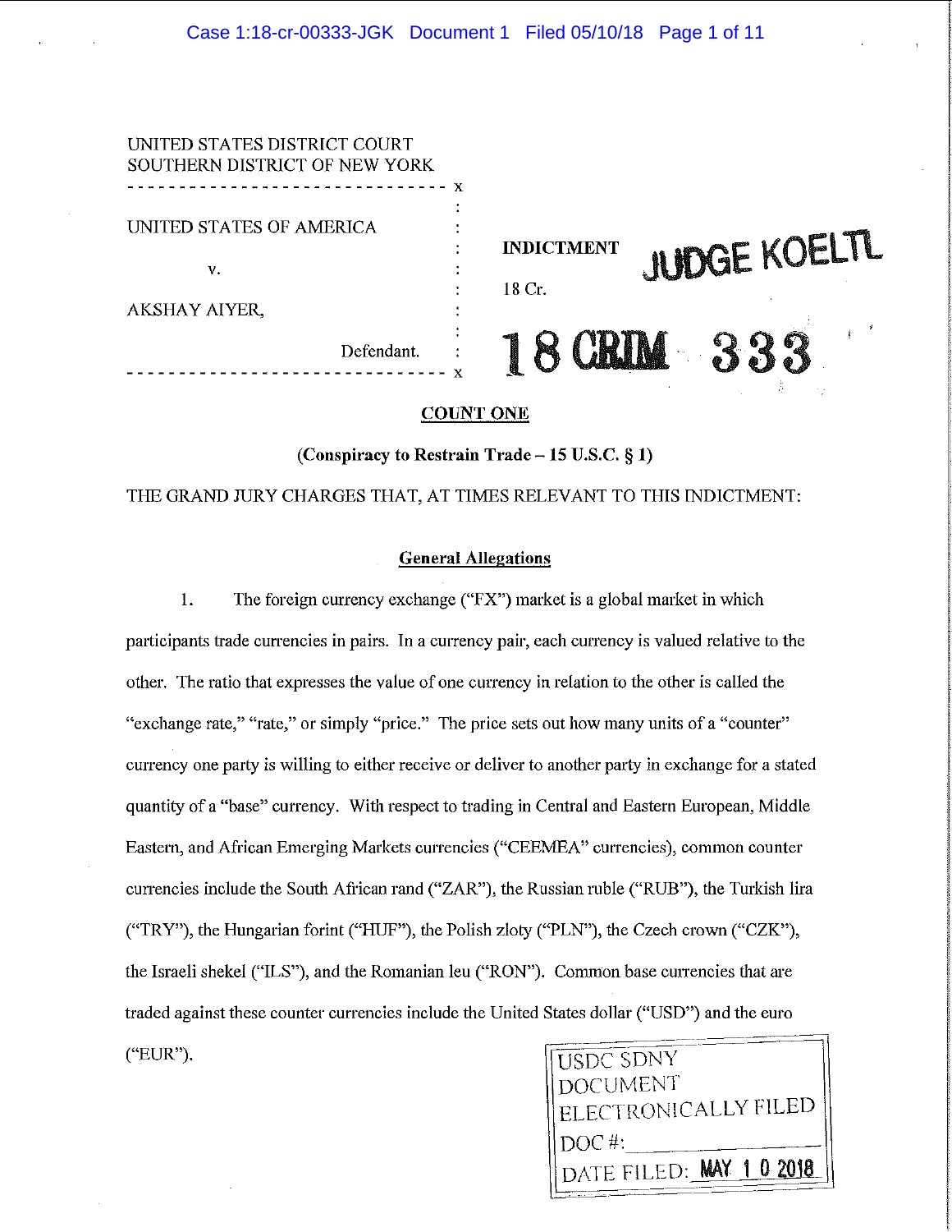UNITED STATES DISTRICT COURT
SOUTHERN DISTRICT OF NEW YORK

UNITED STATES OF AMERICA

v.

AKSHAY AIYER,

Defendant.

**INDICTMENT**

18 Cr.

JUDGE KOELTL

18 CRIM 333

## COUNT ONE

**(Conspiracy to Restrain Trade – 15 U.S.C. § 1)**

THE GRAND JURY CHARGES THAT, AT TIMES RELEVANT TO THIS INDICTMENT:

### General Allegations

1. The foreign currency exchange ("FX") market is a global market in which participants trade currencies in pairs. In a currency pair, each currency is valued relative to the other. The ratio that expresses the value of one currency in relation to the other is called the "exchange rate," "rate," or simply "price." The price sets out how many units of a "counter" currency one party is willing to either receive or deliver to another party in exchange for a stated quantity of a "base" currency. With respect to trading in Central and Eastern European, Middle Eastern, and African Emerging Markets currencies ("CEEMEA" currencies), common counter currencies include the South African rand ("ZAR"), the Russian ruble ("RUB"), the Turkish lira ("TRY"), the Hungarian forint ("HUF"), the Polish zloty ("PLN"), the Czech crown ("CZK"), the Israeli shekel ("ILS"), and the Romanian leu ("RON"). Common base currencies that are traded against these counter currencies include the United States dollar ("USD") and the euro ("EUR").

USDC SDNY
DOCUMENT
ELECTRONICALLY FILED
DOC #:
DATE FILED: MAY 1 0 2018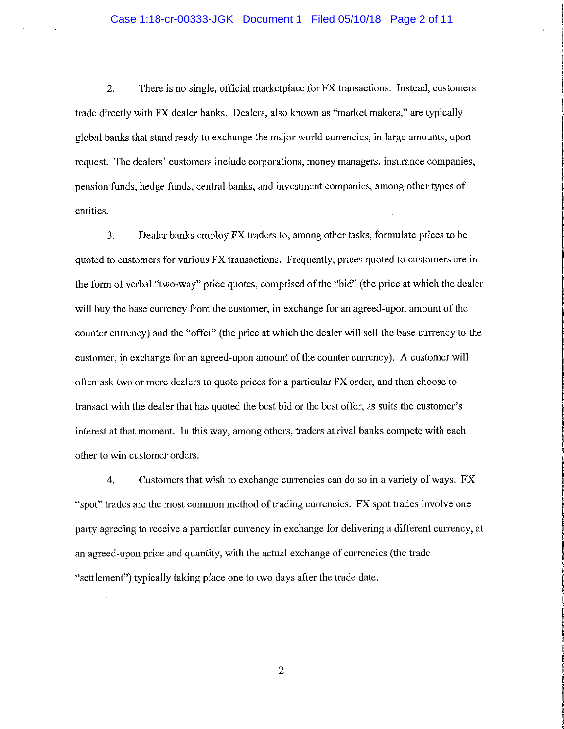2. There is no single, official marketplace for FX transactions. Instead, customers trade directly with FX dealer banks. Dealers, also known as "market makers," are typically global banks that stand ready to exchange the major world currencies, in large amounts, upon request. The dealers' customers include corporations, money managers, insurance companies, pension funds, hedge funds, central banks, and investment companies, among other types of entities.

3. Dealer banks employ FX traders to, among other tasks, formulate prices to be quoted to customers for various FX transactions. Frequently, prices quoted to customers are in the form of verbal "two-way" price quotes, comprised of the "bid" (the price at which the dealer will buy the base currency from the customer, in exchange for an agreed-upon amount of the counter currency) and the "offer" (the price at which the dealer will sell the base currency to the customer, in exchange for an agreed-upon amount of the counter currency). A customer will often ask two or more dealers to quote prices for a particular FX order, and then choose to transact with the dealer that has quoted the best bid or the best offer, as suits the customer's interest at that moment. In this way, among others, traders at rival banks compete with each other to win customer orders.

4. Customers that wish to exchange currencies can do so in a variety of ways. FX "spot" trades are the most common method of trading currencies. FX spot trades involve one party agreeing to receive a particular currency in exchange for delivering a different currency, at an agreed-upon price and quantity, with the actual exchange of currencies (the trade "settlement") typically taking place one to two days after the trade date.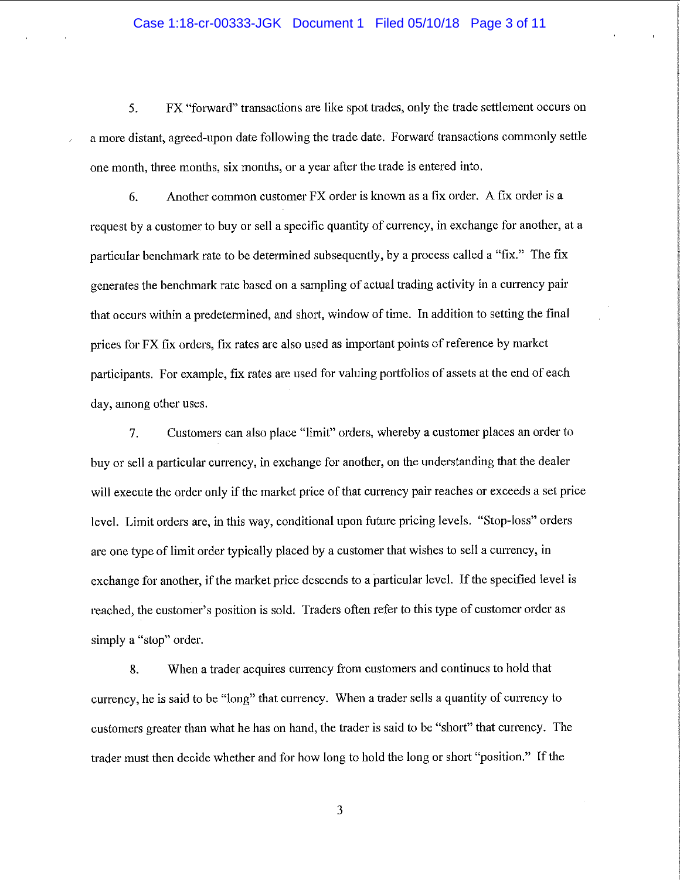5. FX "forward" transactions are like spot trades, only the trade settlement occurs on a more distant, agreed-upon date following the trade date. Forward transactions commonly settle one month, three months, six months, or a year after the trade is entered into.

6. Another common customer FX order is known as a fix order. A fix order is a request by a customer to buy or sell a specific quantity of currency, in exchange for another, at a particular benchmark rate to be determined subsequently, by a process called a "fix." The fix generates the benchmark rate based on a sampling of actual trading activity in a currency pair that occurs within a predetermined, and short, window of time. In addition to setting the final prices for FX fix orders, fix rates are also used as important points of reference by market participants. For example, fix rates are used for valuing portfolios of assets at the end of each day, among other uses.

7. Customers can also place "limit" orders, whereby a customer places an order to buy or sell a particular currency, in exchange for another, on the understanding that the dealer will execute the order only if the market price of that currency pair reaches or exceeds a set price level. Limit orders are, in this way, conditional upon future pricing levels. "Stop-loss" orders are one type of limit order typically placed by a customer that wishes to sell a currency, in exchange for another, if the market price descends to a particular level. If the specified level is reached, the customer's position is sold. Traders often refer to this type of customer order as simply a "stop" order.

8. When a trader acquires currency from customers and continues to hold that currency, he is said to be "long" that currency. When a trader sells a quantity of currency to customers greater than what he has on hand, the trader is said to be "short" that currency. The trader must then decide whether and for how long to hold the long or short "position." If the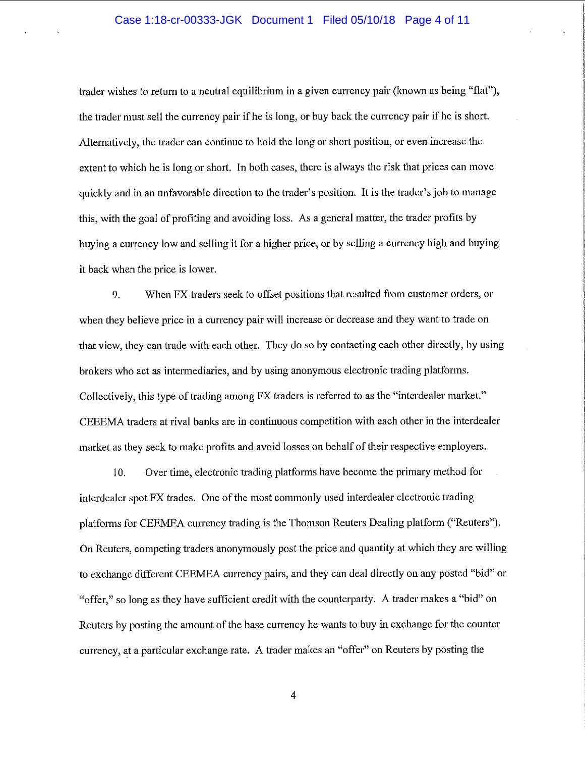trader wishes to return to a neutral equilibrium in a given currency pair (known as being "flat"), the trader must sell the currency pair if he is long, or buy back the currency pair if he is short. Alternatively, the trader can continue to hold the long or short position, or even increase the extent to which he is long or short. In both cases, there is always the risk that prices can move quickly and in an unfavorable direction to the trader's position. It is the trader's job to manage this, with the goal of profiting and avoiding loss. As a general matter, the trader profits by buying a currency low and selling it for a higher price, or by selling a currency high and buying it back when the price is lower.

9. When FX traders seek to offset positions that resulted from customer orders, or when they believe price in a currency pair will increase or decrease and they want to trade on that view, they can trade with each other. They do so by contacting each other directly, by using brokers who act as intermediaries, and by using anonymous electronic trading platforms. Collectively, this type of trading among FX traders is referred to as the "interdealer market." CEEEMA traders at rival banks are in continuous competition with each other in the interdealer market as they seek to make profits and avoid losses on behalf of their respective employers.

10. Over time, electronic trading platforms have become the primary method for interdealer spot FX trades. One of the most commonly used interdealer electronic trading platforms for CEEMEA currency trading is the Thomson Reuters Dealing platform ("Reuters"). On Reuters, competing traders anonymously post the price and quantity at which they are willing to exchange different CEEMEA currency pairs, and they can deal directly on any posted "bid" or "offer," so long as they have sufficient credit with the counterparty. A trader makes a "bid" on Reuters by posting the amount of the base currency he wants to buy in exchange for the counter currency, at a particular exchange rate. A trader makes an "offer" on Reuters by posting the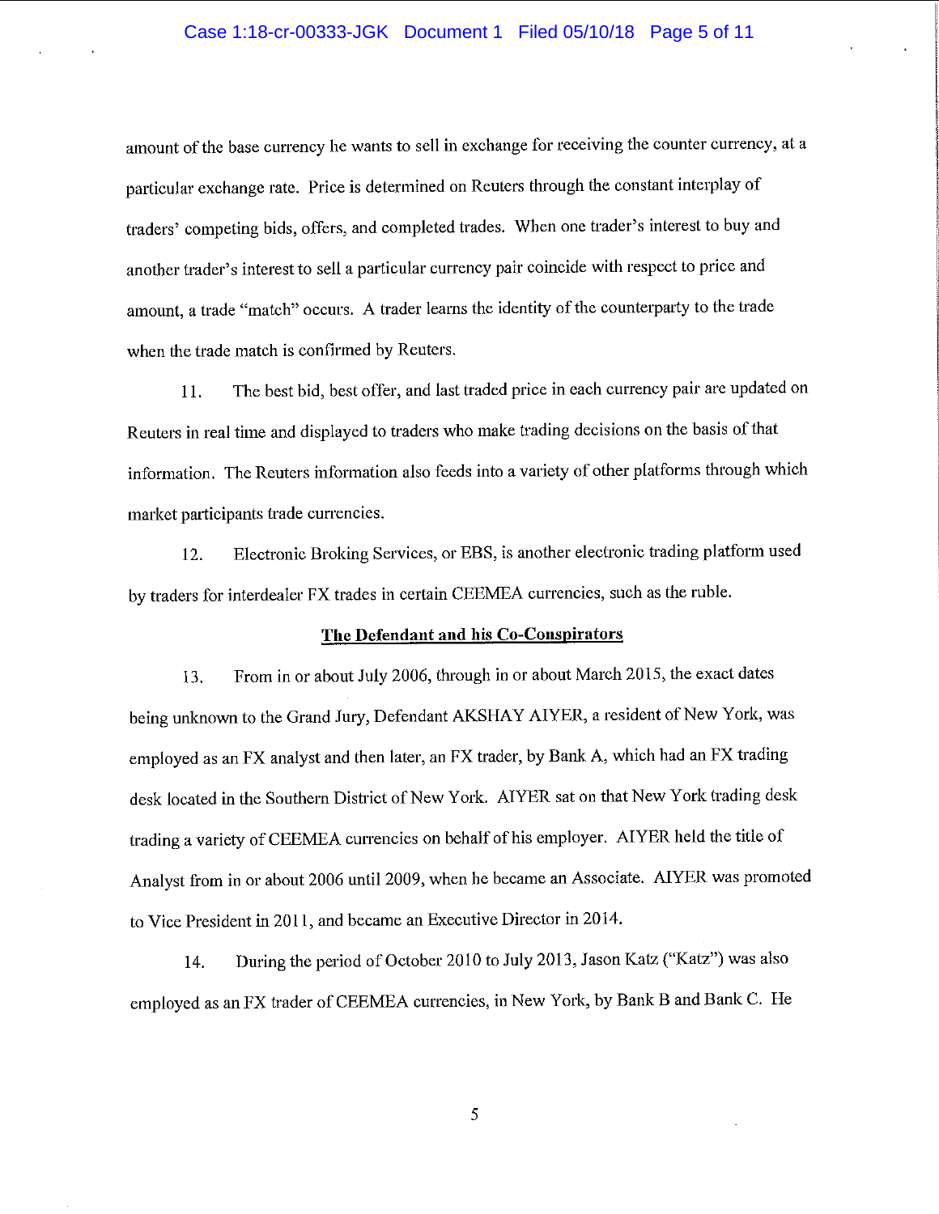amount of the base currency he wants to sell in exchange for receiving the counter currency, at a particular exchange rate. Price is determined on Reuters through the constant interplay of traders' competing bids, offers, and completed trades. When one trader's interest to buy and another trader's interest to sell a particular currency pair coincide with respect to price and amount, a trade "match" occurs. A trader learns the identity of the counterparty to the trade when the trade match is confirmed by Reuters.

11. The best bid, best offer, and last traded price in each currency pair are updated on Reuters in real time and displayed to traders who make trading decisions on the basis of that information. The Reuters information also feeds into a variety of other platforms through which market participants trade currencies.

12. Electronic Broking Services, or EBS, is another electronic trading platform used by traders for interdealer FX trades in certain CEEMEA currencies, such as the ruble.

**The Defendant and his Co-Conspirators**

13. From in or about July 2006, through in or about March 2015, the exact dates being unknown to the Grand Jury, Defendant AKSHAY AIYER, a resident of New York, was employed as an FX analyst and then later, an FX trader, by Bank A, which had an FX trading desk located in the Southern District of New York. AIYER sat on that New York trading desk trading a variety of CEEMEA currencies on behalf of his employer. AIYER held the title of Analyst from in or about 2006 until 2009, when he became an Associate. AIYER was promoted to Vice President in 2011, and became an Executive Director in 2014.

14. During the period of October 2010 to July 2013, Jason Katz ("Katz") was also employed as an FX trader of CEEMEA currencies, in New York, by Bank B and Bank C. He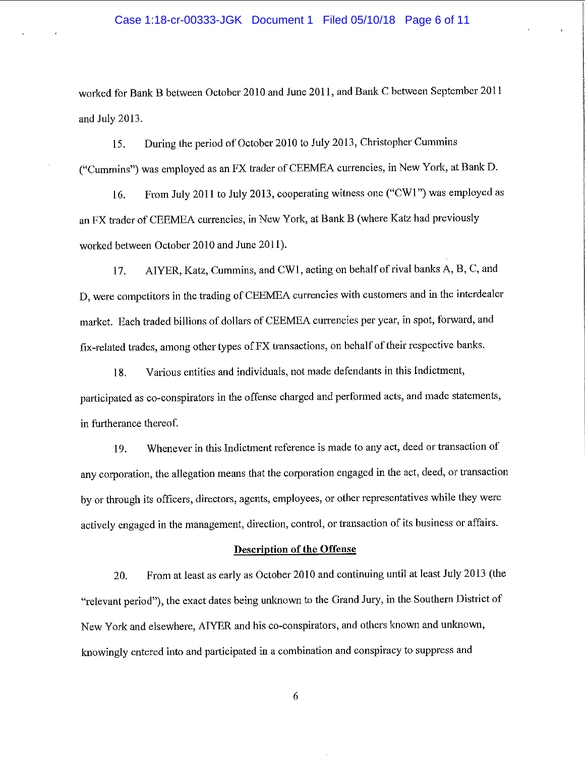worked for Bank B between October 2010 and June 2011, and Bank C between September 2011 and July 2013.

15. During the period of October 2010 to July 2013, Christopher Cummins ("Cummins") was employed as an FX trader of CEEMEA currencies, in New York, at Bank D.

16. From July 2011 to July 2013, cooperating witness one ("CW1") was employed as an FX trader of CEEMEA currencies, in New York, at Bank B (where Katz had previously worked between October 2010 and June 2011).

17. AIYER, Katz, Cummins, and CW1, acting on behalf of rival banks A, B, C, and D, were competitors in the trading of CEEMEA currencies with customers and in the interdealer market. Each traded billions of dollars of CEEMEA currencies per year, in spot, forward, and fix-related trades, among other types of FX transactions, on behalf of their respective banks.

18. Various entities and individuals, not made defendants in this Indictment, participated as co-conspirators in the offense charged and performed acts, and made statements, in furtherance thereof.

19. Whenever in this Indictment reference is made to any act, deed or transaction of any corporation, the allegation means that the corporation engaged in the act, deed, or transaction by or through its officers, directors, agents, employees, or other representatives while they were actively engaged in the management, direction, control, or transaction of its business or affairs.

## Description of the Offense

20. From at least as early as October 2010 and continuing until at least July 2013 (the "relevant period"), the exact dates being unknown to the Grand Jury, in the Southern District of New York and elsewhere, AIYER and his co-conspirators, and others known and unknown, knowingly entered into and participated in a combination and conspiracy to suppress and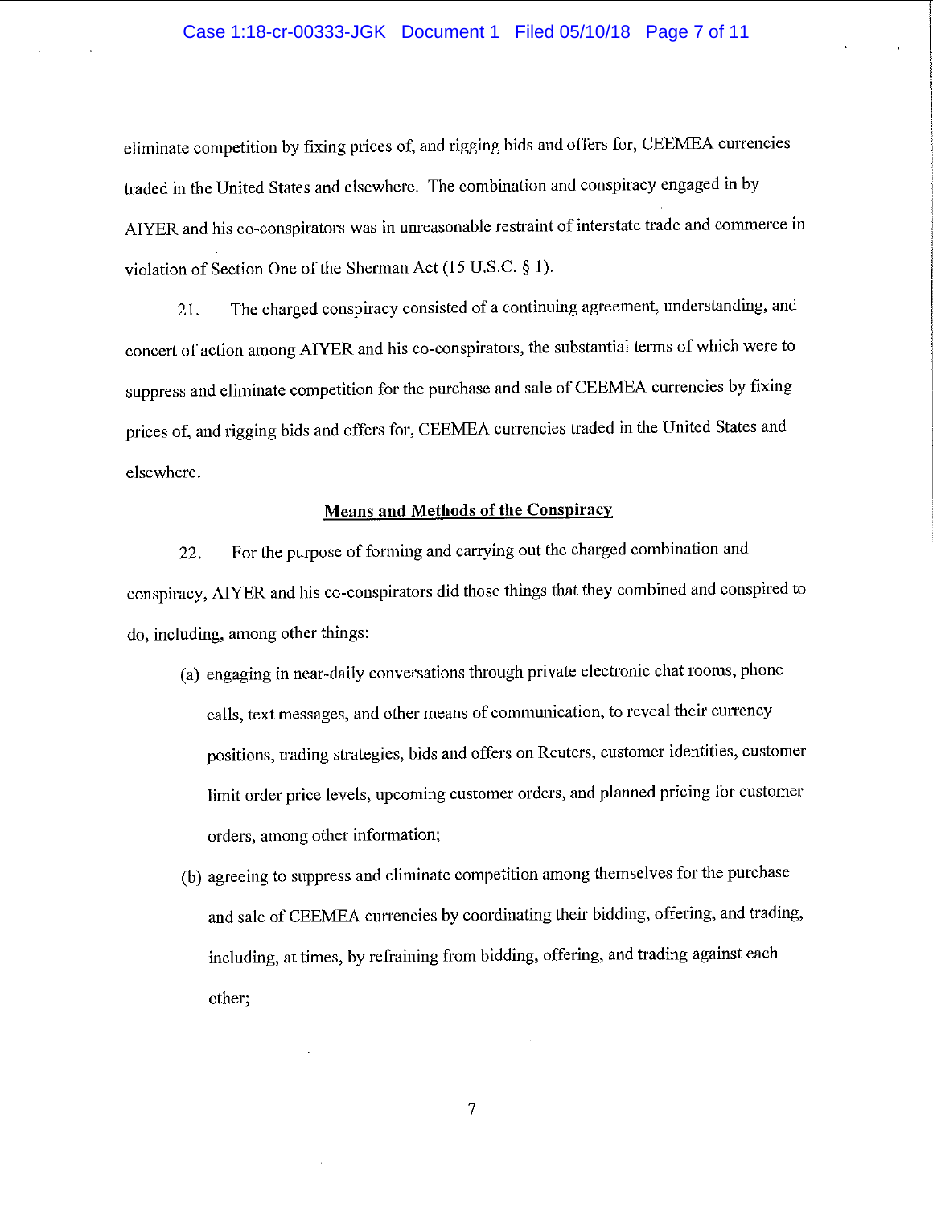eliminate competition by fixing prices of, and rigging bids and offers for, CEEMEA currencies traded in the United States and elsewhere. The combination and conspiracy engaged in by AIYER and his co-conspirators was in unreasonable restraint of interstate trade and commerce in violation of Section One of the Sherman Act (15 U.S.C. § 1).

21. The charged conspiracy consisted of a continuing agreement, understanding, and concert of action among AIYER and his co-conspirators, the substantial terms of which were to suppress and eliminate competition for the purchase and sale of CEEMEA currencies by fixing prices of, and rigging bids and offers for, CEEMEA currencies traded in the United States and elsewhere.

## Means and Methods of the Conspiracy

22. For the purpose of forming and carrying out the charged combination and conspiracy, AIYER and his co-conspirators did those things that they combined and conspired to do, including, among other things:

(a) engaging in near-daily conversations through private electronic chat rooms, phone calls, text messages, and other means of communication, to reveal their currency positions, trading strategies, bids and offers on Reuters, customer identities, customer limit order price levels, upcoming customer orders, and planned pricing for customer orders, among other information;

(b) agreeing to suppress and eliminate competition among themselves for the purchase and sale of CEEMEA currencies by coordinating their bidding, offering, and trading, including, at times, by refraining from bidding, offering, and trading against each other;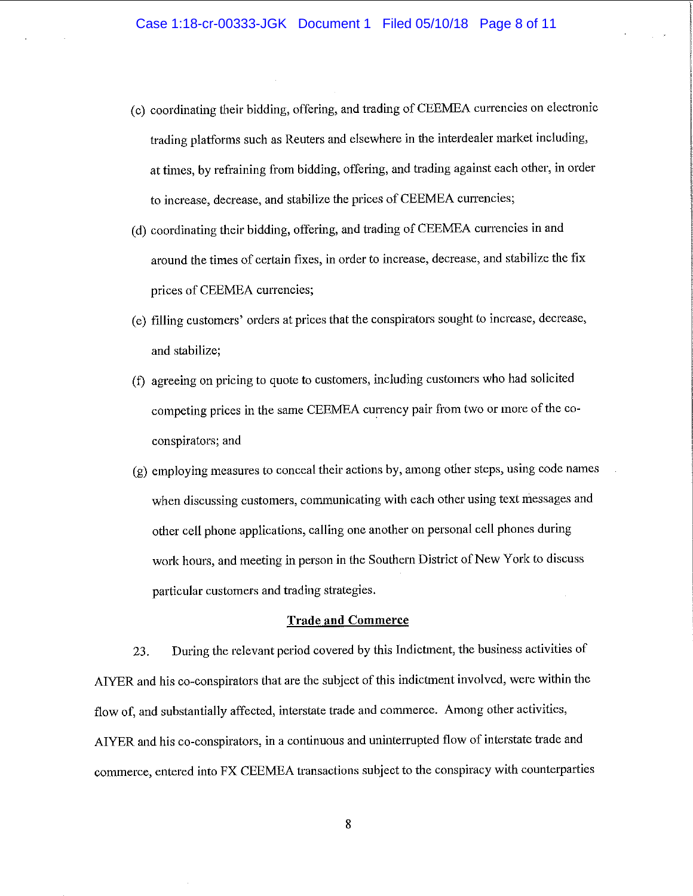(c) coordinating their bidding, offering, and trading of CEEMEA currencies on electronic trading platforms such as Reuters and elsewhere in the interdealer market including, at times, by refraining from bidding, offering, and trading against each other, in order to increase, decrease, and stabilize the prices of CEEMEA currencies;

(d) coordinating their bidding, offering, and trading of CEEMEA currencies in and around the times of certain fixes, in order to increase, decrease, and stabilize the fix prices of CEEMEA currencies;

(e) filling customers' orders at prices that the conspirators sought to increase, decrease, and stabilize;

(f) agreeing on pricing to quote to customers, including customers who had solicited competing prices in the same CEEMEA currency pair from two or more of the co-conspirators; and

(g) employing measures to conceal their actions by, among other steps, using code names when discussing customers, communicating with each other using text messages and other cell phone applications, calling one another on personal cell phones during work hours, and meeting in person in the Southern District of New York to discuss particular customers and trading strategies.

**Trade and Commerce**

23. During the relevant period covered by this Indictment, the business activities of AIYER and his co-conspirators that are the subject of this indictment involved, were within the flow of, and substantially affected, interstate trade and commerce. Among other activities, AIYER and his co-conspirators, in a continuous and uninterrupted flow of interstate trade and commerce, entered into FX CEEMEA transactions subject to the conspiracy with counterparties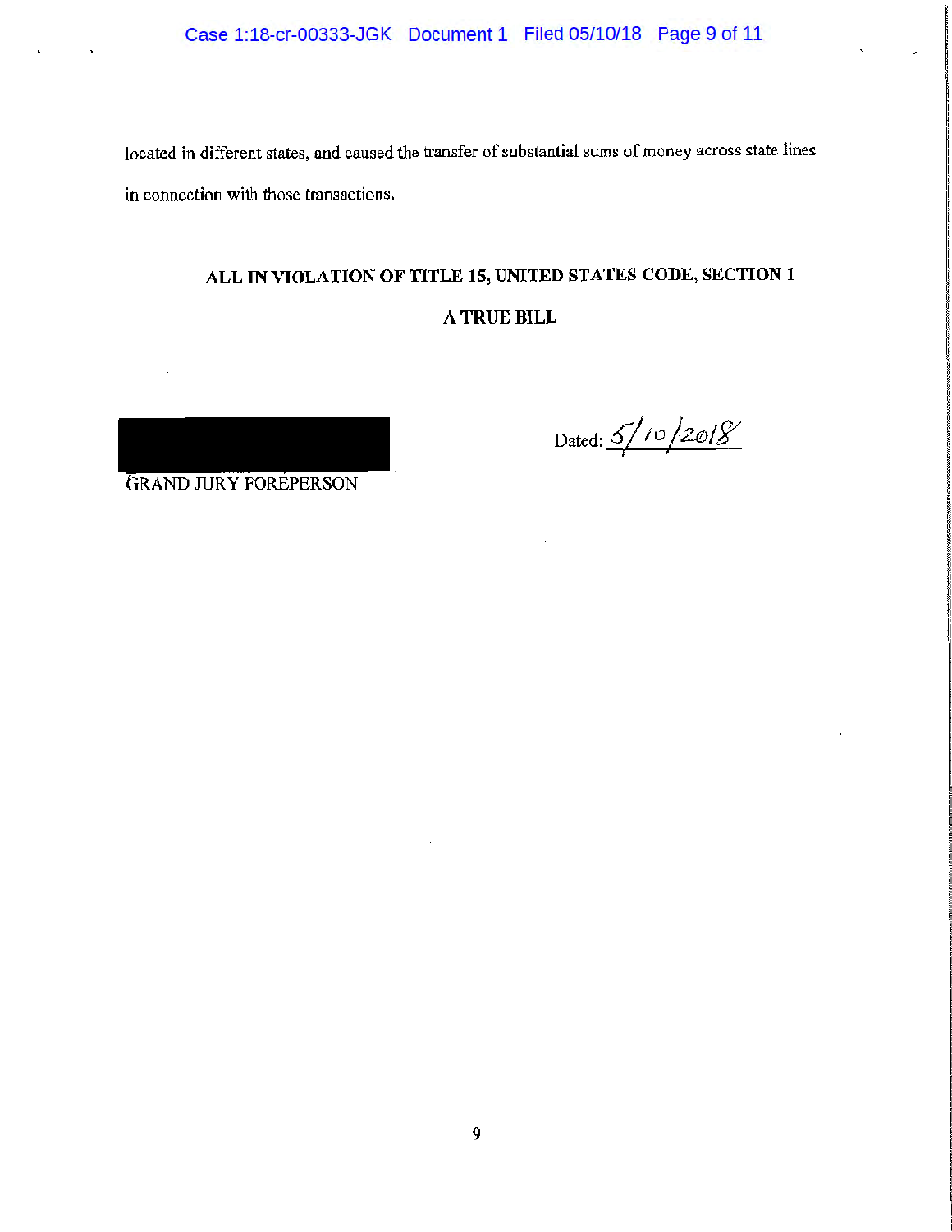located in different states, and caused the transfer of substantial sums of money across state lines in connection with those transactions.

**ALL IN VIOLATION OF TITLE 15, UNITED STATES CODE, SECTION 1**

**A TRUE BILL**

GRAND JURY FOREPERSON

Dated: 5/10/2018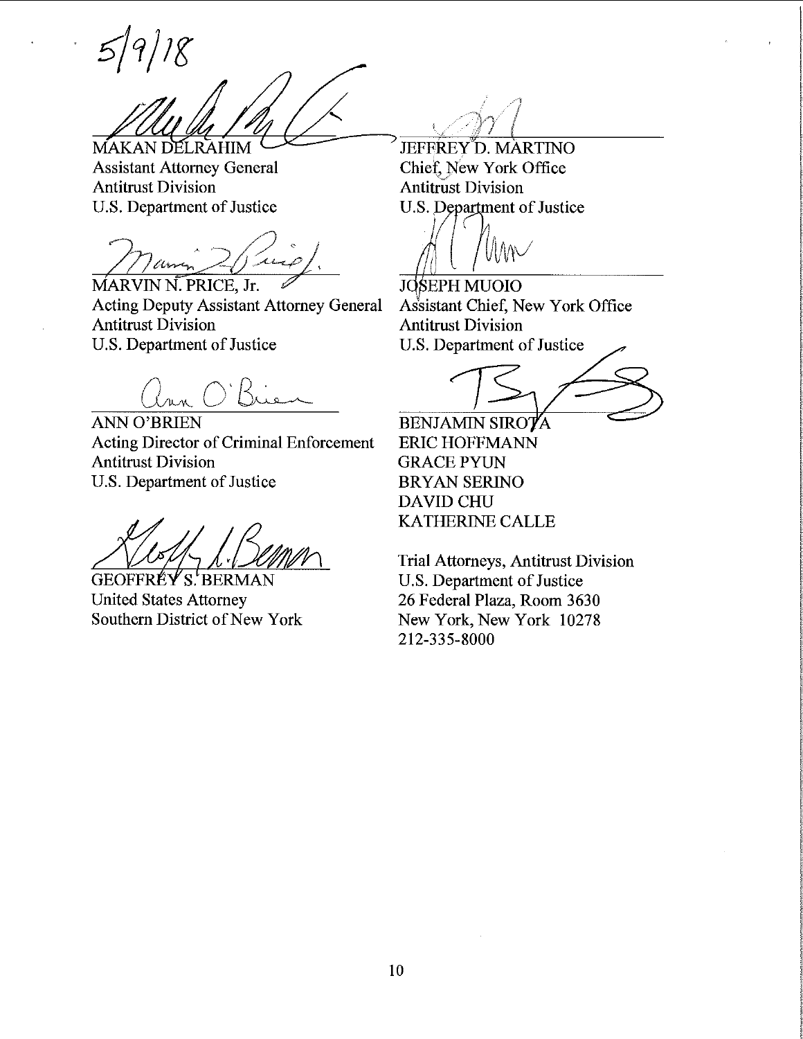5/9/18

MAKAN DELRAHIM
Assistant Attorney General
Antitrust Division
U.S. Department of Justice

MARVIN N. PRICE, Jr.
Acting Deputy Assistant Attorney General
Antitrust Division
U.S. Department of Justice

ANN O'BRIEN
Acting Director of Criminal Enforcement
Antitrust Division
U.S. Department of Justice

GEOFFREY S. BERMAN
United States Attorney
Southern District of New York

JEFFREY D. MARTINO
Chief, New York Office
Antitrust Division
U.S. Department of Justice

JOSEPH MUOIO
Assistant Chief, New York Office
Antitrust Division
U.S. Department of Justice

BENJAMIN SIROTA
ERIC HOFFMANN
GRACE PYUN
BRYAN SERINO
DAVID CHU
KATHERINE CALLE

Trial Attorneys, Antitrust Division
U.S. Department of Justice
26 Federal Plaza, Room 3630
New York, New York 10278
212-335-8000